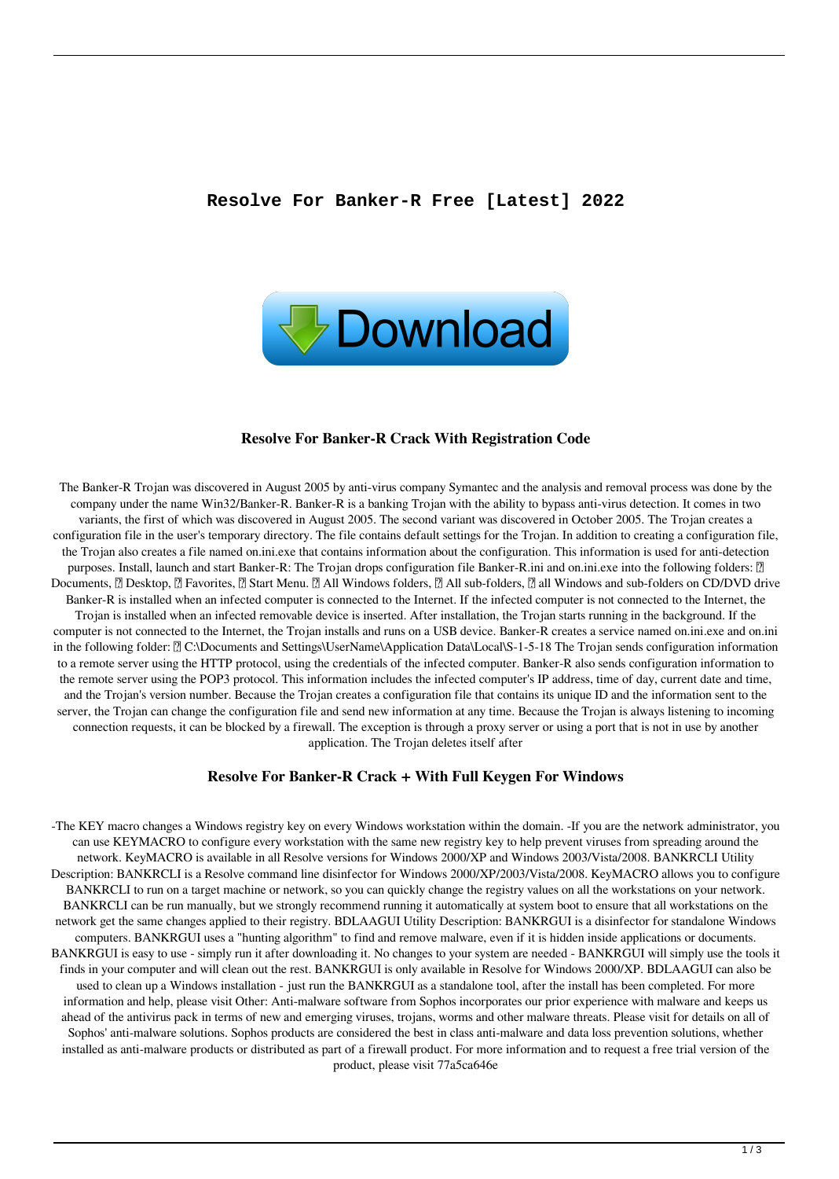# Resolve For Banker-R Free [Latest] 2022

Download

## Resolve For Banker-R Crack With Registration Code

The Banker-R Trojan was discovered in August 2005 by anti-virus company Symantec and the analysis and removal process was done by the company under the name Win32/Banker-R. Banker-R is a banking Trojan with the ability to bypass anti-virus detection. It comes in two variants, the first of which was discovered in August 2005. The second variant was discovered in October 2005. The Trojan creates a configuration file in the user's temporary directory. The file contains default settings for the Trojan. In addition to creating a configuration file, the Trojan also creates a file named on.ini.exe that contains information about the configuration. This information is used for anti-detection purposes. Install, launch and start Banker-R: The Trojan drops configuration file Banker-R.ini and on.ini.exe into the following folders: ▯ Documents, ▯ Desktop, ▯ Favorites, ▯ Start Menu. ▯ All Windows folders, ▯ All sub-folders, ▯ all Windows and sub-folders on CD/DVD drive Banker-R is installed when an infected computer is connected to the Internet. If the infected computer is not connected to the Internet, the Trojan is installed when an infected removable device is inserted. After installation, the Trojan starts running in the background. If the computer is not connected to the Internet, the Trojan installs and runs on a USB device. Banker-R creates a service named on.ini.exe and on.ini in the following folder: ▯ C:\Documents and Settings\UserName\Application Data\Local\S-1-5-18 The Trojan sends configuration information to a remote server using the HTTP protocol, using the credentials of the infected computer. Banker-R also sends configuration information to the remote server using the POP3 protocol. This information includes the infected computer's IP address, time of day, current date and time, and the Trojan's version number. Because the Trojan creates a configuration file that contains its unique ID and the information sent to the server, the Trojan can change the configuration file and send new information at any time. Because the Trojan is always listening to incoming connection requests, it can be blocked by a firewall. The exception is through a proxy server or using a port that is not in use by another application. The Trojan deletes itself after

## Resolve For Banker-R Crack + With Full Keygen For Windows

-The KEY macro changes a Windows registry key on every Windows workstation within the domain. -If you are the network administrator, you can use KEYMACRO to configure every workstation with the same new registry key to help prevent viruses from spreading around the network. KeyMACRO is available in all Resolve versions for Windows 2000/XP and Windows 2003/Vista/2008. BANKRCLI Utility Description: BANKRCLI is a Resolve command line disinfector for Windows 2000/XP/2003/Vista/2008. KeyMACRO allows you to configure BANKRCLI to run on a target machine or network, so you can quickly change the registry values on all the workstations on your network. BANKRCLI can be run manually, but we strongly recommend running it automatically at system boot to ensure that all workstations on the network get the same changes applied to their registry. BDLAAGUI Utility Description: BANKRGUI is a disinfector for standalone Windows computers. BANKRGUI uses a "hunting algorithm" to find and remove malware, even if it is hidden inside applications or documents. BANKRGUI is easy to use - simply run it after downloading it. No changes to your system are needed - BANKRGUI will simply use the tools it finds in your computer and will clean out the rest. BANKRGUI is only available in Resolve for Windows 2000/XP. BDLAAGUI can also be used to clean up a Windows installation - just run the BANKRGUI as a standalone tool, after the install has been completed. For more information and help, please visit Other: Anti-malware software from Sophos incorporates our prior experience with malware and keeps us ahead of the antivirus pack in terms of new and emerging viruses, trojans, worms and other malware threats. Please visit for details on all of Sophos' anti-malware solutions. Sophos products are considered the best in class anti-malware and data loss prevention solutions, whether installed as anti-malware products or distributed as part of a firewall product. For more information and to request a free trial version of the product, please visit 77a5ca646e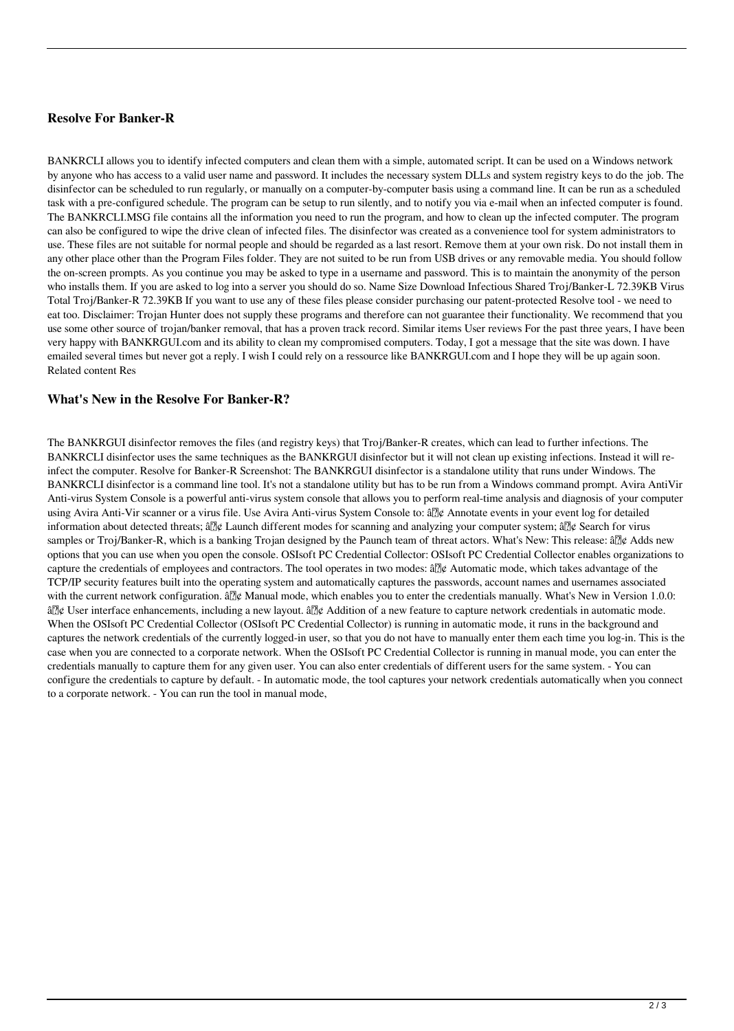### **Resolve For Banker-R**

BANKRCLI allows you to identify infected computers and clean them with a simple, automated script. It can be used on a Windows network by anyone who has access to a valid user name and password. It includes the necessary system DLLs and system registry keys to do the job. The disinfector can be scheduled to run regularly, or manually on a computer-by-computer basis using a command line. It can be run as a scheduled task with a pre-configured schedule. The program can be setup to run silently, and to notify you via e-mail when an infected computer is found. The BANKRCLI.MSG file contains all the information you need to run the program, and how to clean up the infected computer. The program can also be configured to wipe the drive clean of infected files. The disinfector was created as a convenience tool for system administrators to use. These files are not suitable for normal people and should be regarded as a last resort. Remove them at your own risk. Do not install them in any other place other than the Program Files folder. They are not suited to be run from USB drives or any removable media. You should follow the on-screen prompts. As you continue you may be asked to type in a username and password. This is to maintain the anonymity of the person who installs them. If you are asked to log into a server you should do so. Name Size Download Infectious Shared Troj/Banker-L 72.39KB Virus Total Troj/Banker-R 72.39KB If you want to use any of these files please consider purchasing our patent-protected Resolve tool - we need to eat too. Disclaimer: Trojan Hunter does not supply these programs and therefore can not guarantee their functionality. We recommend that you use some other source of trojan/banker removal, that has a proven track record. Similar items User reviews For the past three years, I have been very happy with BANKRGUI.com and its ability to clean my compromised computers. Today, I got a message that the site was down. I have emailed several times but never got a reply. I wish I could rely on a ressource like BANKRGUI.com and I hope they will be up again soon. Related content Res

### **What's New in the Resolve For Banker-R?**

The BANKRGUI disinfector removes the files (and registry keys) that Troj/Banker-R creates, which can lead to further infections. The BANKRCLI disinfector uses the same techniques as the BANKRGUI disinfector but it will not clean up existing infections. Instead it will re-infect the computer. Resolve for Banker-R Screenshot: The BANKRGUI disinfector is a standalone utility that runs under Windows. The BANKRCLI disinfector is a command line tool. It's not a standalone utility but has to be run from a Windows command prompt. Avira AntiVir Anti-virus System Console is a powerful anti-virus system console that allows you to perform real-time analysis and diagnosis of your computer using Avira Anti-Vir scanner or a virus file. Use Avira Anti-virus System Console to: â¢ Annotate events in your event log for detailed information about detected threats; â¢ Launch different modes for scanning and analyzing your computer system; â¢ Search for virus samples or Troj/Banker-R, which is a banking Trojan designed by the Paunch team of threat actors. What's New: This release: â¢ Adds new options that you can use when you open the console. OSIsoft PC Credential Collector: OSIsoft PC Credential Collector enables organizations to capture the credentials of employees and contractors. The tool operates in two modes: â¢ Automatic mode, which takes advantage of the TCP/IP security features built into the operating system and automatically captures the passwords, account names and usernames associated with the current network configuration. â¢ Manual mode, which enables you to enter the credentials manually. What's New in Version 1.0.0: â¢ User interface enhancements, including a new layout. â¢ Addition of a new feature to capture network credentials in automatic mode. When the OSIsoft PC Credential Collector (OSIsoft PC Credential Collector) is running in automatic mode, it runs in the background and captures the network credentials of the currently logged-in user, so that you do not have to manually enter them each time you log-in. This is the case when you are connected to a corporate network. When the OSIsoft PC Credential Collector is running in manual mode, you can enter the credentials manually to capture them for any given user. You can also enter credentials of different users for the same system. - You can configure the credentials to capture by default. - In automatic mode, the tool captures your network credentials automatically when you connect to a corporate network. - You can run the tool in manual mode,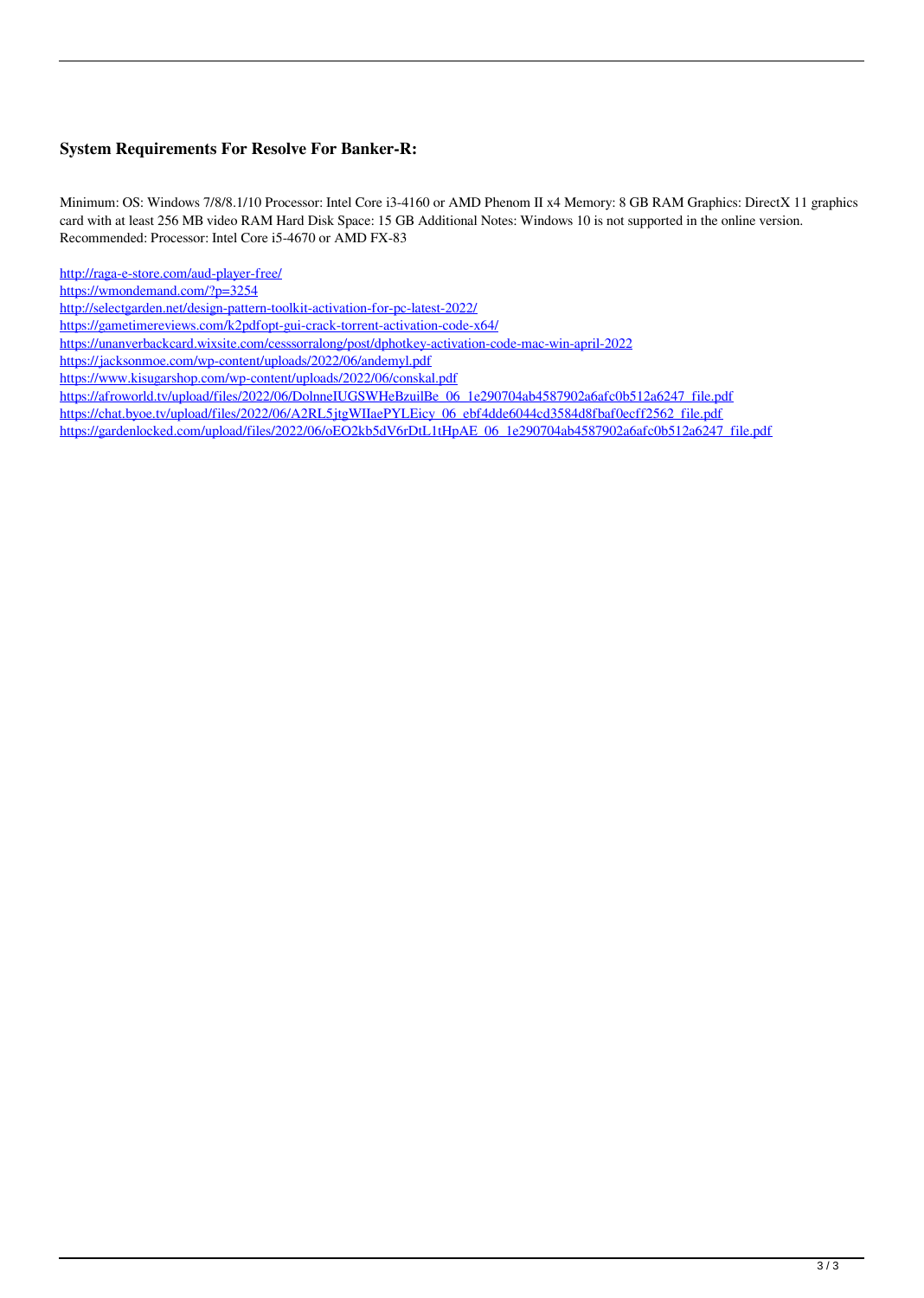### System Requirements For Resolve For Banker-R:

Minimum: OS: Windows 7/8/8.1/10 Processor: Intel Core i3-4160 or AMD Phenom II x4 Memory: 8 GB RAM Graphics: DirectX 11 graphics card with at least 256 MB video RAM Hard Disk Space: 15 GB Additional Notes: Windows 10 is not supported in the online version. Recommended: Processor: Intel Core i5-4670 or AMD FX-83

http://raga-e-store.com/aud-player-free/
https://wmondemand.com/?p=3254
http://selectgarden.net/design-pattern-toolkit-activation-for-pc-latest-2022/
https://gametimereviews.com/k2pdfopt-gui-crack-torrent-activation-code-x64/
https://unanverbackcard.wixsite.com/cesssorralong/post/dphotkey-activation-code-mac-win-april-2022
https://jacksonmoe.com/wp-content/uploads/2022/06/andemyl.pdf
https://www.kisugarshop.com/wp-content/uploads/2022/06/conskal.pdf
https://afroworld.tv/upload/files/2022/06/DolnneIUGSWHeBzuilBe_06_1e290704ab4587902a6afc0b512a6247_file.pdf
https://chat.byoe.tv/upload/files/2022/06/A2RL5jtgWIIaePYLEicy_06_ebf4dde6044cd3584d8fbaf0ecff2562_file.pdf
https://gardenlocked.com/upload/files/2022/06/oEO2kb5dV6rDtL1tHpAE_06_1e290704ab4587902a6afc0b512a6247_file.pdf